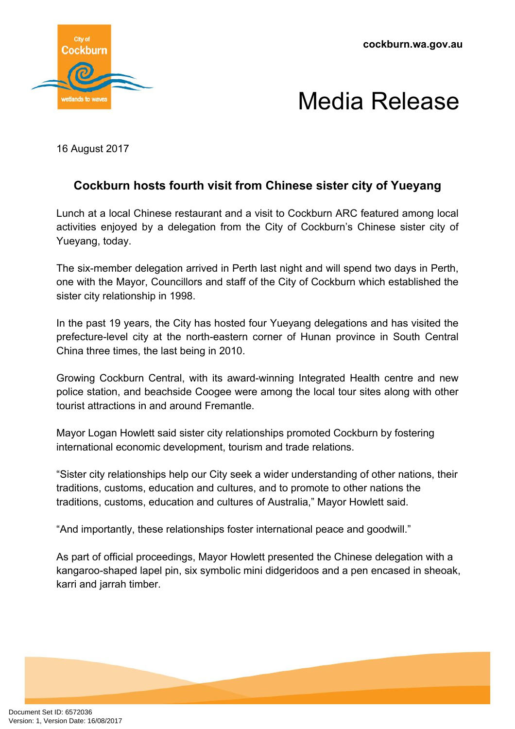cockburn.wa.gov.au

# Media Release

16 August 2017

## Cockburn hosts fourth visit from Chinese sister city of Yueyang

Lunch at a local Chinese restaurant and a visit to Cockburn ARC featured among local activities enjoyed by a delegation from the City of Cockburn's Chinese sister city of Yueyang, today.

The six-member delegation arrived in Perth last night and will spend two days in Perth, one with the Mayor, Councillors and staff of the City of Cockburn which established the sister city relationship in 1998.

In the past 19 years, the City has hosted four Yueyang delegations and has visited the prefecture-level city at the north-eastern corner of Hunan province in South Central China three times, the last being in 2010.

Growing Cockburn Central, with its award-winning Integrated Health centre and new police station, and beachside Coogee were among the local tour sites along with other tourist attractions in and around Fremantle.

Mayor Logan Howlett said sister city relationships promoted Cockburn by fostering international economic development, tourism and trade relations.

"Sister city relationships help our City seek a wider understanding of other nations, their traditions, customs, education and cultures, and to promote to other nations the traditions, customs, education and cultures of Australia," Mayor Howlett said.

"And importantly, these relationships foster international peace and goodwill."

As part of official proceedings, Mayor Howlett presented the Chinese delegation with a kangaroo-shaped lapel pin, six symbolic mini didgeridoos and a pen encased in sheoak, karri and jarrah timber.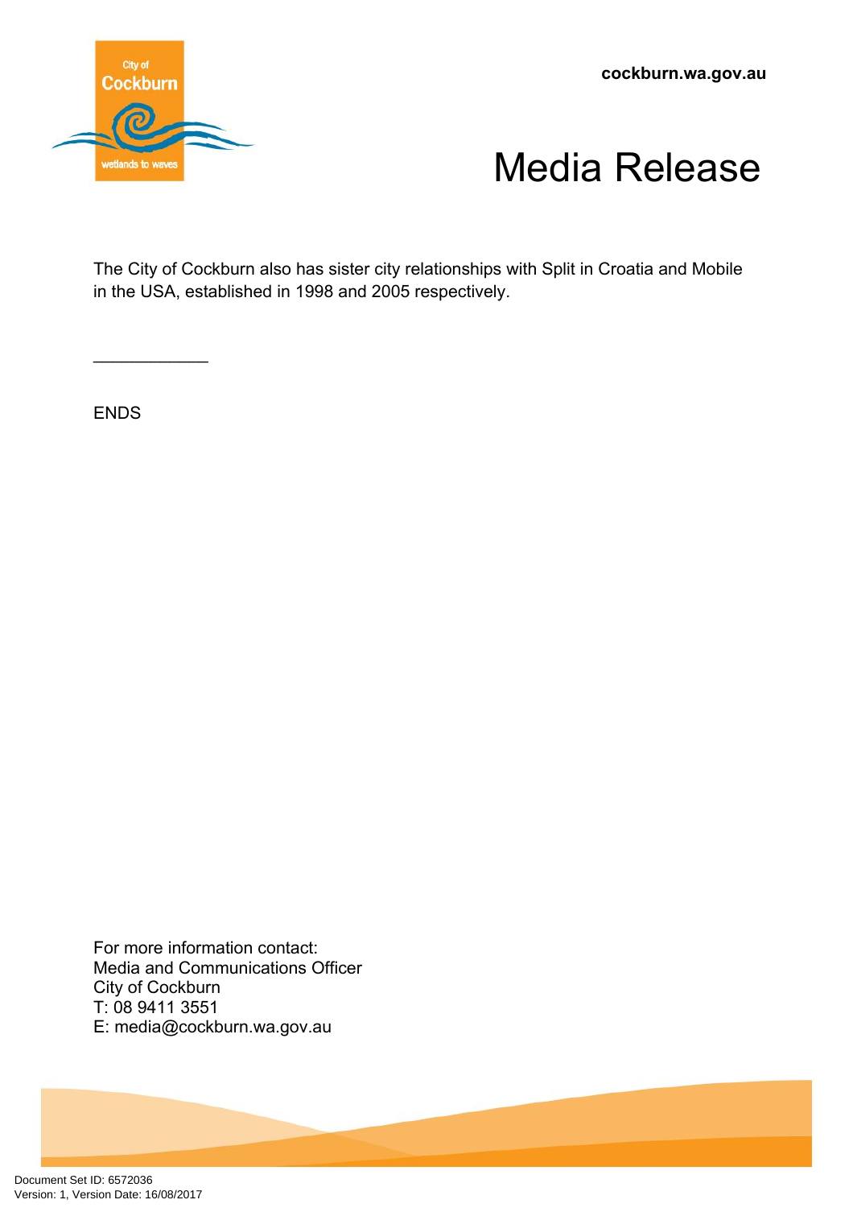# Media Release

The City of Cockburn also has sister city relationships with Split in Croatia and Mobile in the USA, established in 1998 and 2005 respectively.

____________

ENDS

For more information contact:
Media and Communications Officer
City of Cockburn
T: 08 9411 3551
E: media@cockburn.wa.gov.au